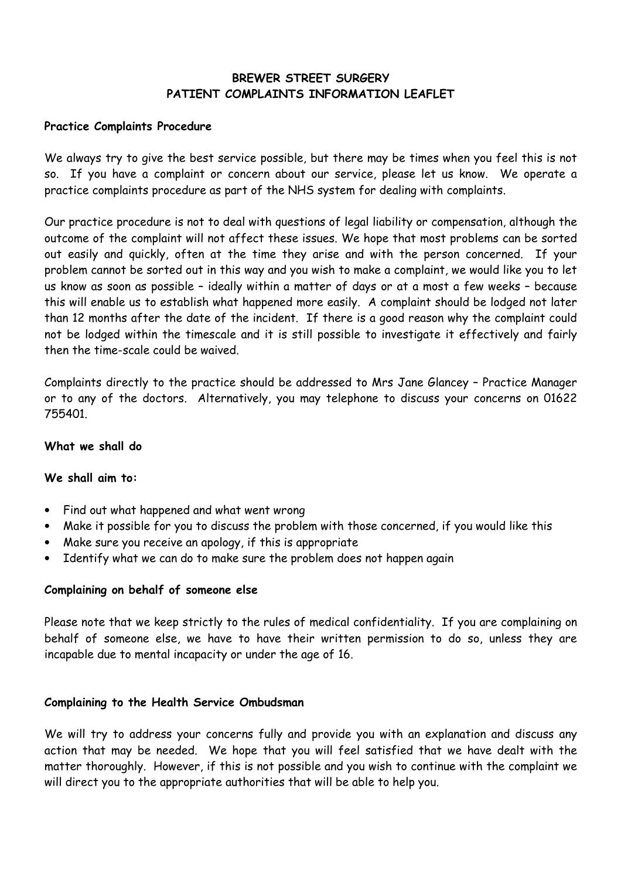# BREWER STREET SURGERY
# PATIENT COMPLAINTS INFORMATION LEAFLET

## Practice Complaints Procedure

We always try to give the best service possible, but there may be times when you feel this is not so. If you have a complaint or concern about our service, please let us know. We operate a practice complaints procedure as part of the NHS system for dealing with complaints.

Our practice procedure is not to deal with questions of legal liability or compensation, although the outcome of the complaint will not affect these issues. We hope that most problems can be sorted out easily and quickly, often at the time they arise and with the person concerned. If your problem cannot be sorted out in this way and you wish to make a complaint, we would like you to let us know as soon as possible – ideally within a matter of days or at a most a few weeks – because this will enable us to establish what happened more easily. A complaint should be lodged not later than 12 months after the date of the incident. If there is a good reason why the complaint could not be lodged within the timescale and it is still possible to investigate it effectively and fairly then the time-scale could be waived.

Complaints directly to the practice should be addressed to Mrs Jane Glancey – Practice Manager or to any of the doctors. Alternatively, you may telephone to discuss your concerns on 01622 755401.

## What we shall do

**We shall aim to:**

- Find out what happened and what went wrong
- Make it possible for you to discuss the problem with those concerned, if you would like this
- Make sure you receive an apology, if this is appropriate
- Identify what we can do to make sure the problem does not happen again

## Complaining on behalf of someone else

Please note that we keep strictly to the rules of medical confidentiality. If you are complaining on behalf of someone else, we have to have their written permission to do so, unless they are incapable due to mental incapacity or under the age of 16.

## Complaining to the Health Service Ombudsman

We will try to address your concerns fully and provide you with an explanation and discuss any action that may be needed. We hope that you will feel satisfied that we have dealt with the matter thoroughly. However, if this is not possible and you wish to continue with the complaint we will direct you to the appropriate authorities that will be able to help you.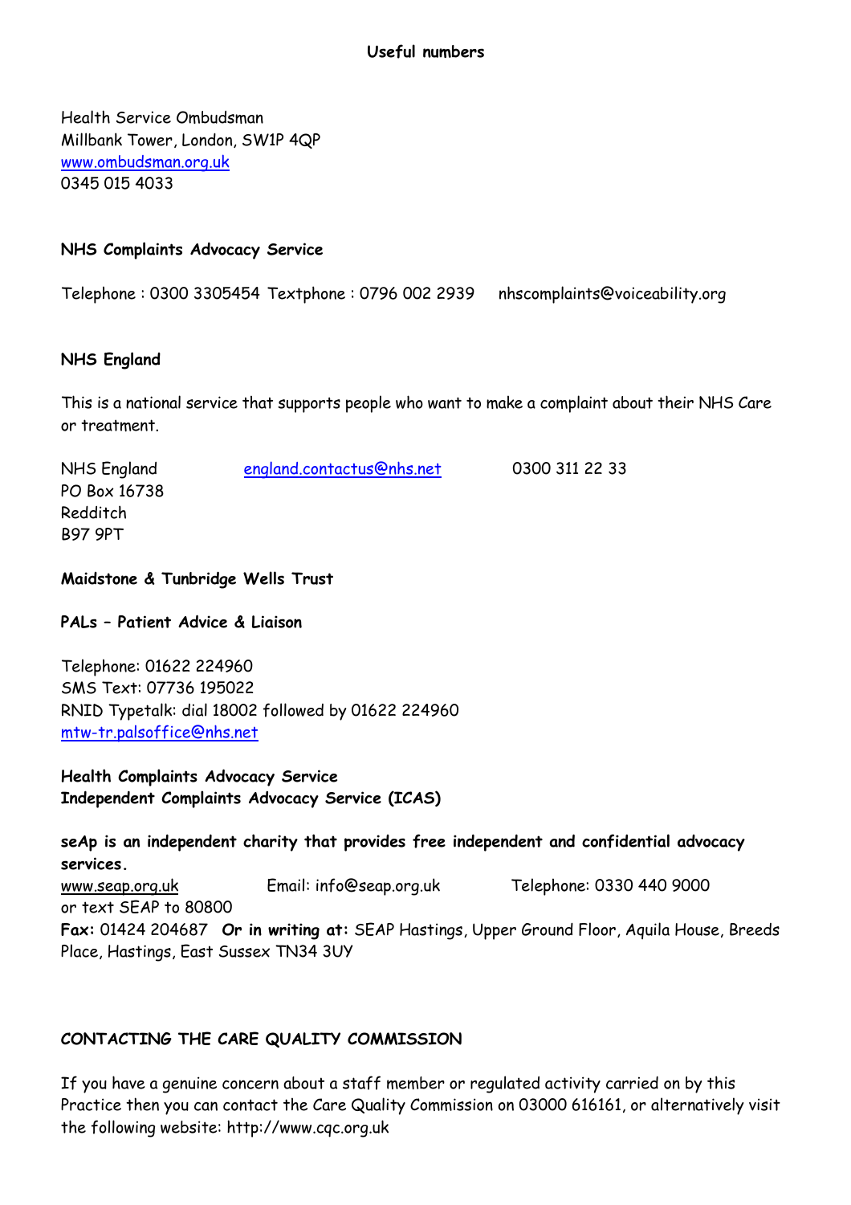**Useful numbers**

Health Service Ombudsman
Millbank Tower, London, SW1P 4QP
www.ombudsman.org.uk
0345 015 4033

**NHS Complaints Advocacy Service**

Telephone : 0300 3305454 Textphone : 0796 002 2939 nhscomplaints@voiceability.org

**NHS England**

This is a national service that supports people who want to make a complaint about their NHS Care or treatment.

NHS England england.contactus@nhs.net 0300 311 22 33
PO Box 16738
Redditch
B97 9PT

**Maidstone & Tunbridge Wells Trust**

**PALs – Patient Advice & Liaison**

Telephone: 01622 224960
SMS Text: 07736 195022
RNID Typetalk: dial 18002 followed by 01622 224960
mtw-tr.palsoffice@nhs.net

**Health Complaints Advocacy Service**
**Independent Complaints Advocacy Service (ICAS)**

**seAp is an independent charity that provides free independent and confidential advocacy services.**
www.seap.org.uk Email: info@seap.org.uk Telephone: 0330 440 9000
or text SEAP to 80800
**Fax:** 01424 204687 **Or in writing at:** SEAP Hastings, Upper Ground Floor, Aquila House, Breeds Place, Hastings, East Sussex TN34 3UY

**CONTACTING THE CARE QUALITY COMMISSION**

If you have a genuine concern about a staff member or regulated activity carried on by this Practice then you can contact the Care Quality Commission on 03000 616161, or alternatively visit the following website: http://www.cqc.org.uk